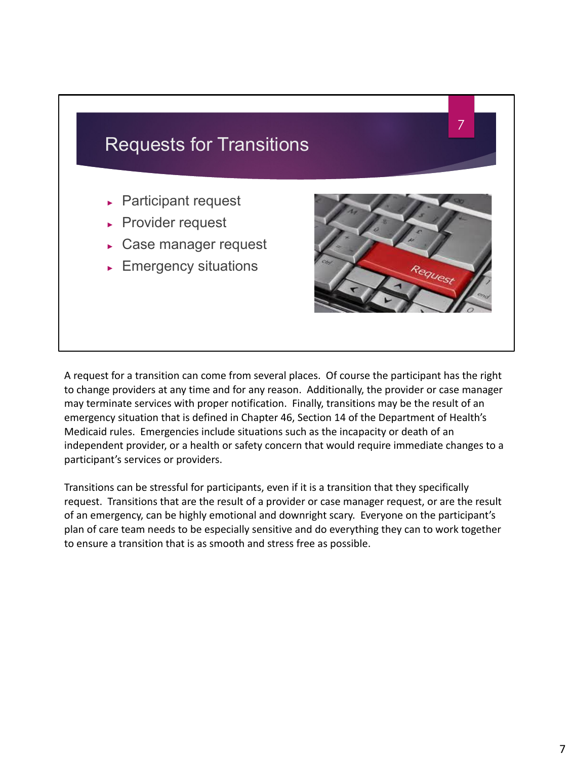## Requests for Transitions

- Participant request
- Provider request
- Case manager request
- Emergency situations

A request for a transition can come from several places. Of course the participant has the right to change providers at any time and for any reason. Additionally, the provider or case manager may terminate services with proper notification. Finally, transitions may be the result of an emergency situation that is defined in Chapter 46, Section 14 of the Department of Health's Medicaid rules. Emergencies include situations such as the incapacity or death of an independent provider, or a health or safety concern that would require immediate changes to a participant's services or providers.

Transitions can be stressful for participants, even if it is a transition that they specifically request. Transitions that are the result of a provider or case manager request, or are the result of an emergency, can be highly emotional and downright scary. Everyone on the participant's plan of care team needs to be especially sensitive and do everything they can to work together to ensure a transition that is as smooth and stress free as possible.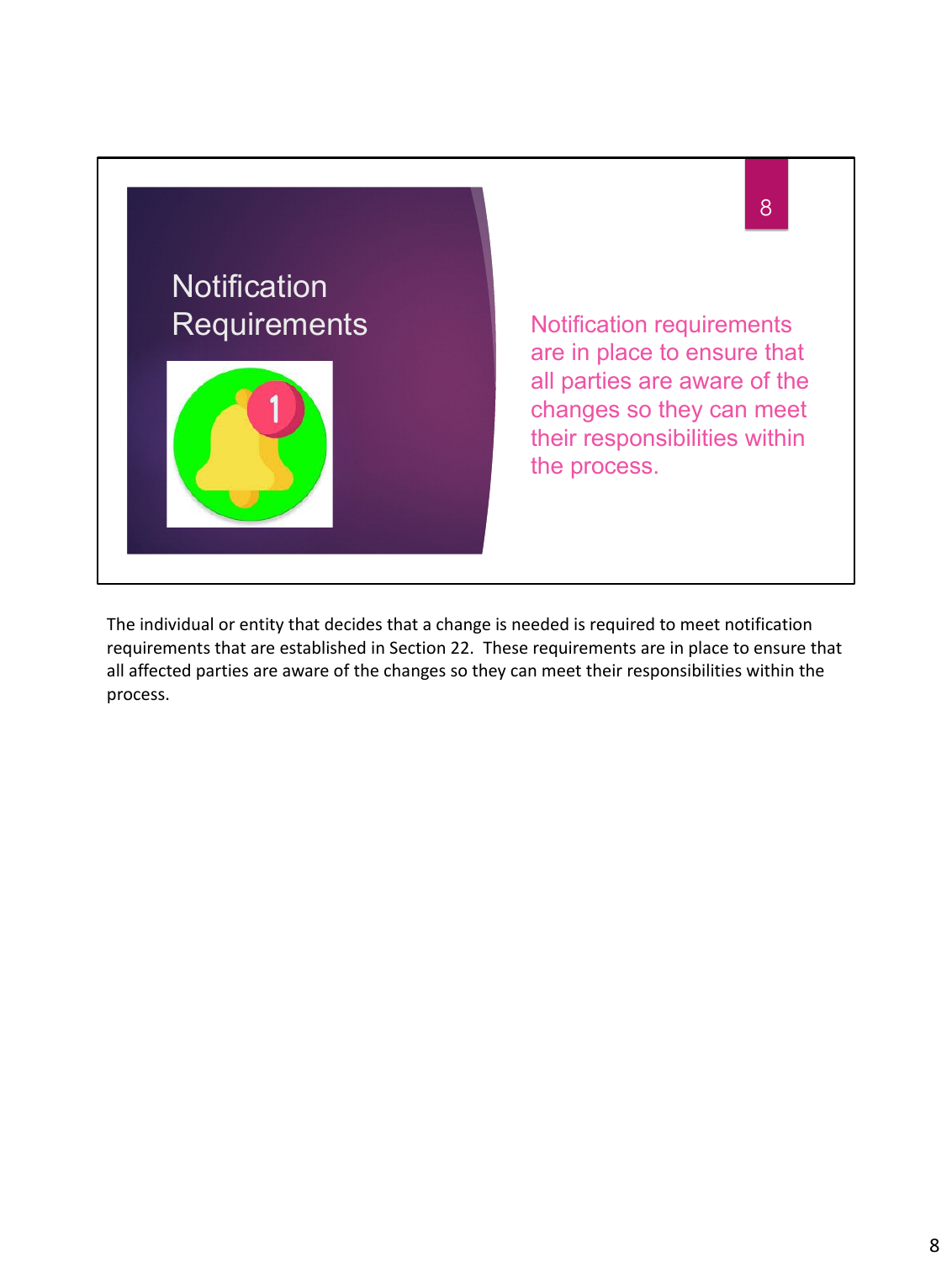## Notification Requirements

Notification requirements are in place to ensure that all parties are aware of the changes so they can meet their responsibilities within the process.

The individual or entity that decides that a change is needed is required to meet notification requirements that are established in Section 22. These requirements are in place to ensure that all affected parties are aware of the changes so they can meet their responsibilities within the process.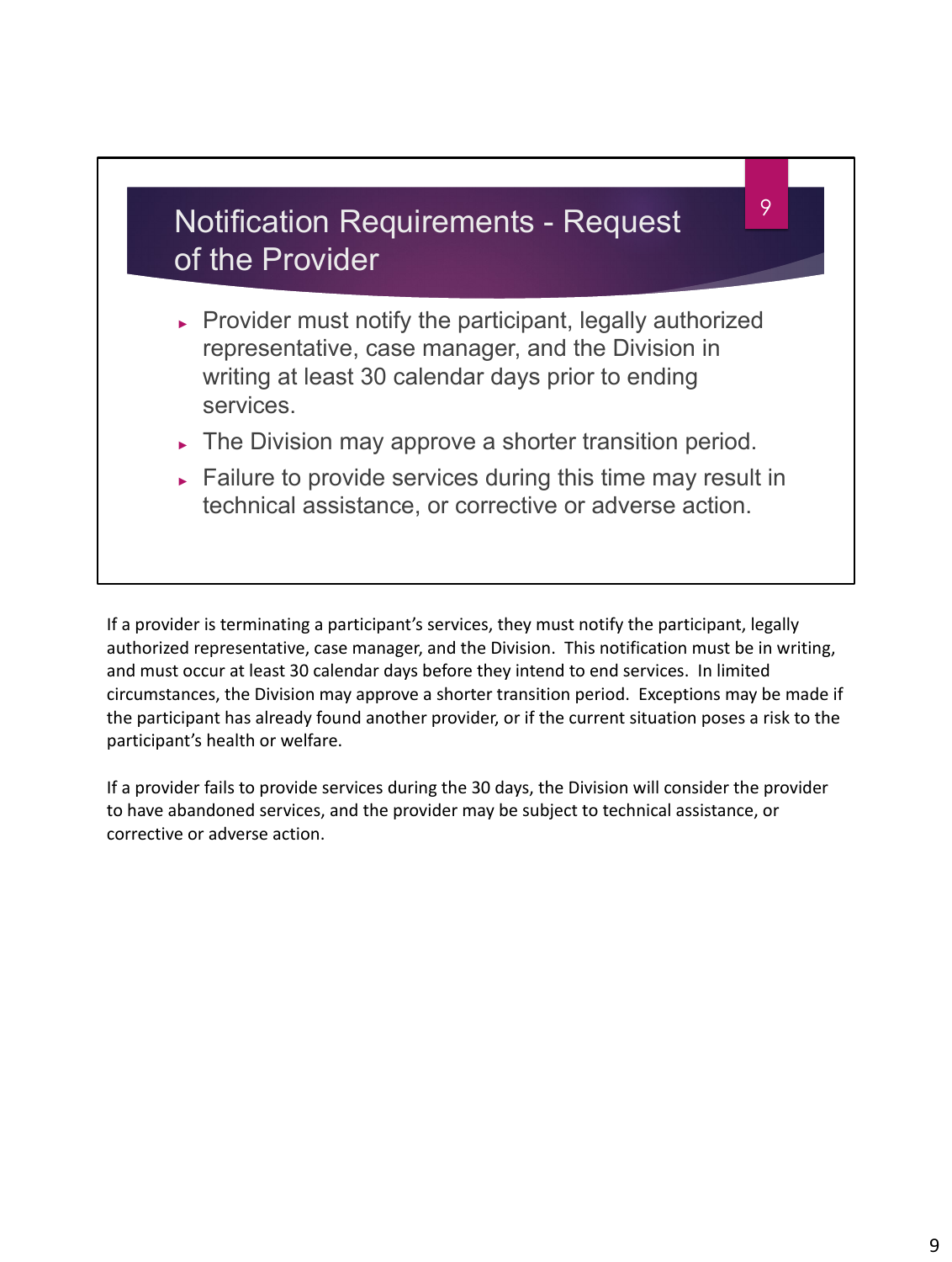## Notification Requirements - Request of the Provider

- Provider must notify the participant, legally authorized representative, case manager, and the Division in writing at least 30 calendar days prior to ending services.
- The Division may approve a shorter transition period.
- Failure to provide services during this time may result in technical assistance, or corrective or adverse action.

If a provider is terminating a participant's services, they must notify the participant, legally authorized representative, case manager, and the Division. This notification must be in writing, and must occur at least 30 calendar days before they intend to end services. In limited circumstances, the Division may approve a shorter transition period. Exceptions may be made if the participant has already found another provider, or if the current situation poses a risk to the participant's health or welfare.

If a provider fails to provide services during the 30 days, the Division will consider the provider to have abandoned services, and the provider may be subject to technical assistance, or corrective or adverse action.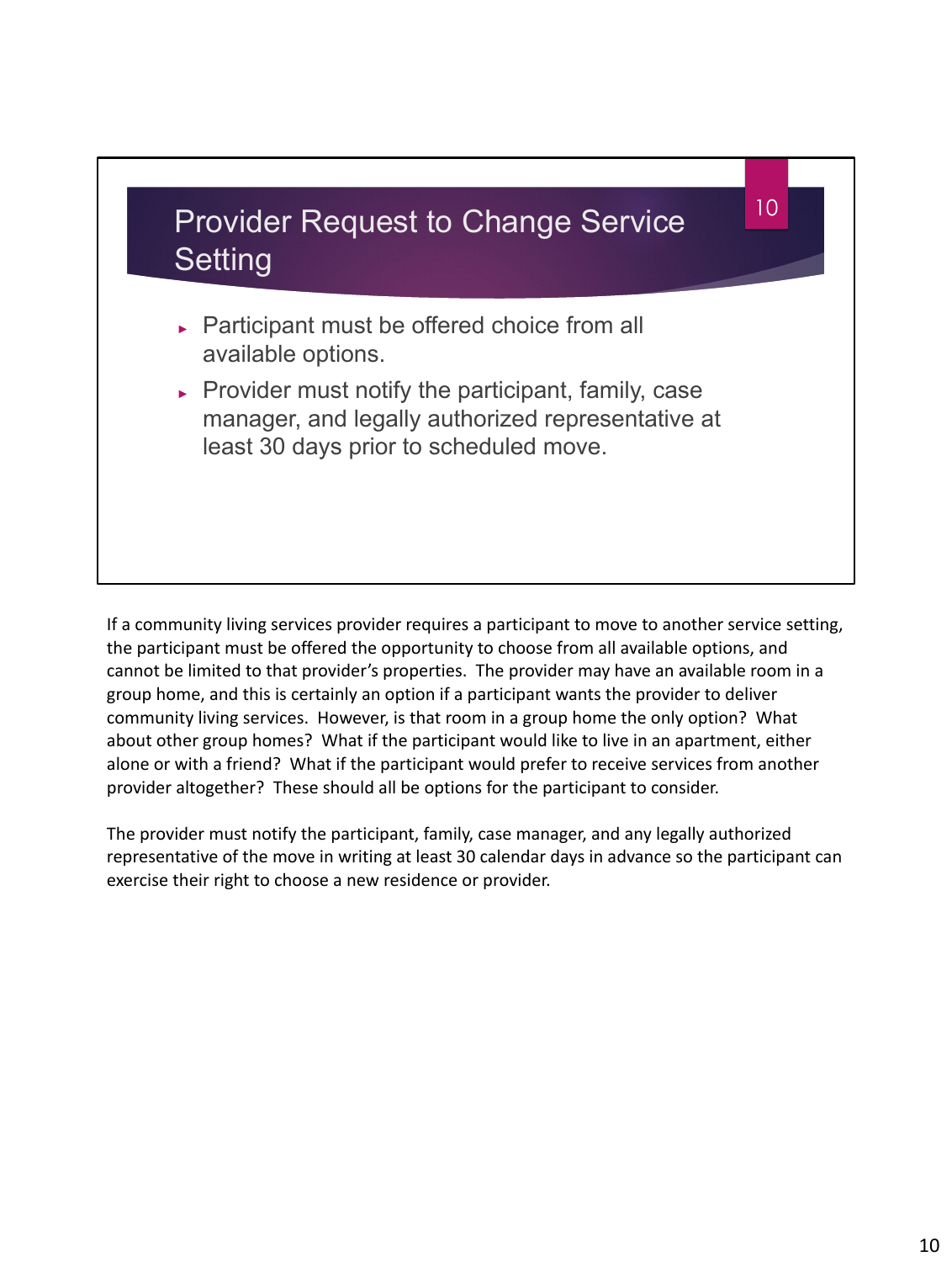## Provider Request to Change Service Setting

- Participant must be offered choice from all available options.
- Provider must notify the participant, family, case manager, and legally authorized representative at least 30 days prior to scheduled move.

If a community living services provider requires a participant to move to another service setting, the participant must be offered the opportunity to choose from all available options, and cannot be limited to that provider's properties. The provider may have an available room in a group home, and this is certainly an option if a participant wants the provider to deliver community living services. However, is that room in a group home the only option? What about other group homes? What if the participant would like to live in an apartment, either alone or with a friend? What if the participant would prefer to receive services from another provider altogether? These should all be options for the participant to consider.

The provider must notify the participant, family, case manager, and any legally authorized representative of the move in writing at least 30 calendar days in advance so the participant can exercise their right to choose a new residence or provider.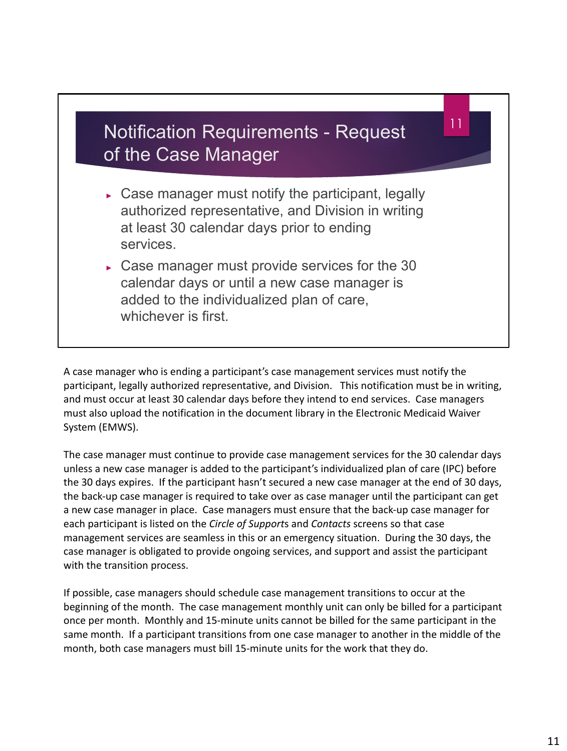## Notification Requirements - Request of the Case Manager

- Case manager must notify the participant, legally authorized representative, and Division in writing at least 30 calendar days prior to ending services.
- Case manager must provide services for the 30 calendar days or until a new case manager is added to the individualized plan of care, whichever is first.

A case manager who is ending a participant's case management services must notify the participant, legally authorized representative, and Division. This notification must be in writing, and must occur at least 30 calendar days before they intend to end services. Case managers must also upload the notification in the document library in the Electronic Medicaid Waiver System (EMWS).

The case manager must continue to provide case management services for the 30 calendar days unless a new case manager is added to the participant's individualized plan of care (IPC) before the 30 days expires. If the participant hasn't secured a new case manager at the end of 30 days, the back-up case manager is required to take over as case manager until the participant can get a new case manager in place. Case managers must ensure that the back-up case manager for each participant is listed on the *Circle of Support*s and *Contacts* screens so that case management services are seamless in this or an emergency situation. During the 30 days, the case manager is obligated to provide ongoing services, and support and assist the participant with the transition process.

If possible, case managers should schedule case management transitions to occur at the beginning of the month. The case management monthly unit can only be billed for a participant once per month. Monthly and 15-minute units cannot be billed for the same participant in the same month. If a participant transitions from one case manager to another in the middle of the month, both case managers must bill 15-minute units for the work that they do.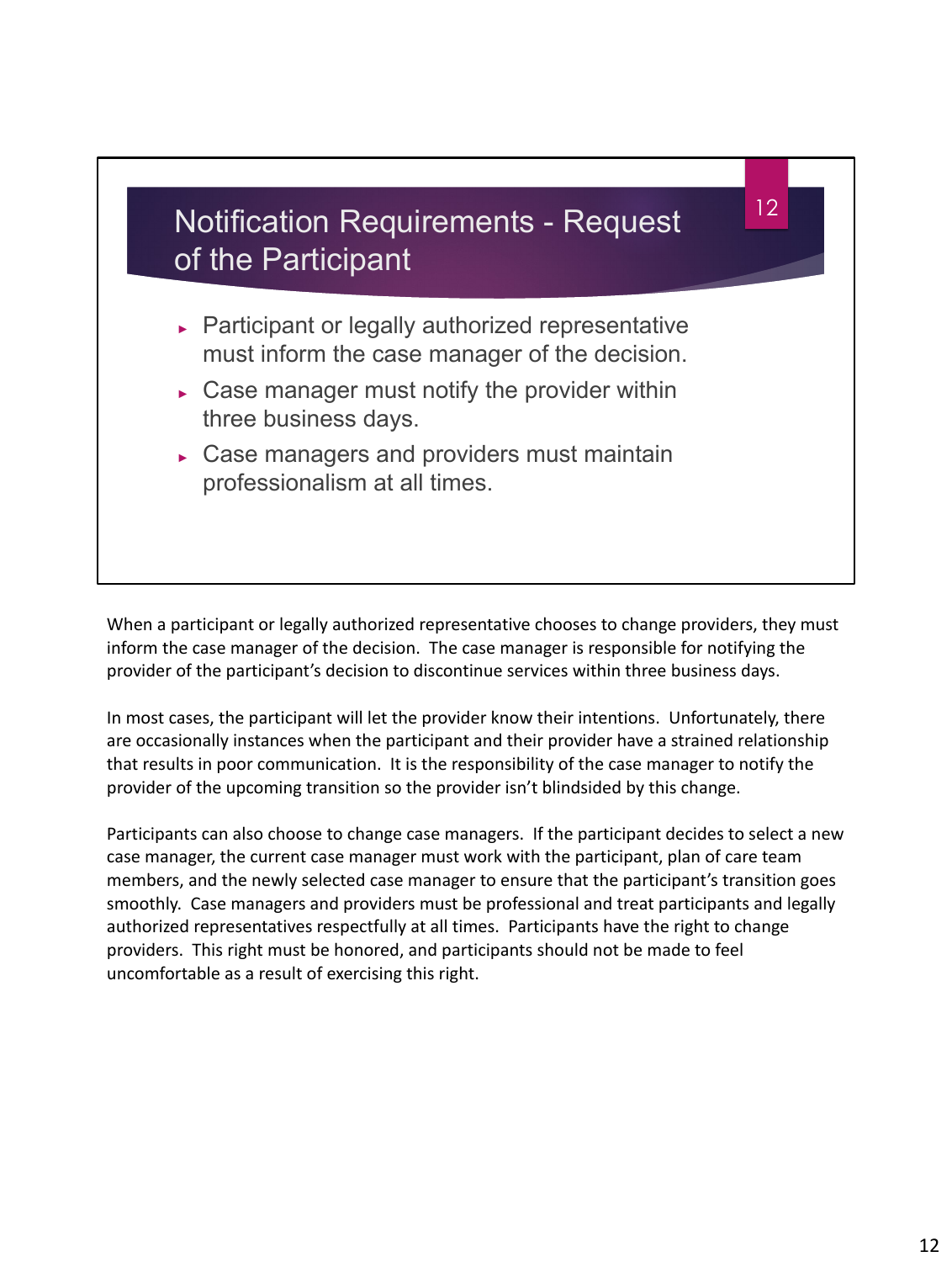## Notification Requirements - Request of the Participant

- Participant or legally authorized representative must inform the case manager of the decision.
- Case manager must notify the provider within three business days.
- Case managers and providers must maintain professionalism at all times.

When a participant or legally authorized representative chooses to change providers, they must inform the case manager of the decision. The case manager is responsible for notifying the provider of the participant's decision to discontinue services within three business days.

In most cases, the participant will let the provider know their intentions. Unfortunately, there are occasionally instances when the participant and their provider have a strained relationship that results in poor communication. It is the responsibility of the case manager to notify the provider of the upcoming transition so the provider isn't blindsided by this change.

Participants can also choose to change case managers. If the participant decides to select a new case manager, the current case manager must work with the participant, plan of care team members, and the newly selected case manager to ensure that the participant's transition goes smoothly. Case managers and providers must be professional and treat participants and legally authorized representatives respectfully at all times. Participants have the right to change providers. This right must be honored, and participants should not be made to feel uncomfortable as a result of exercising this right.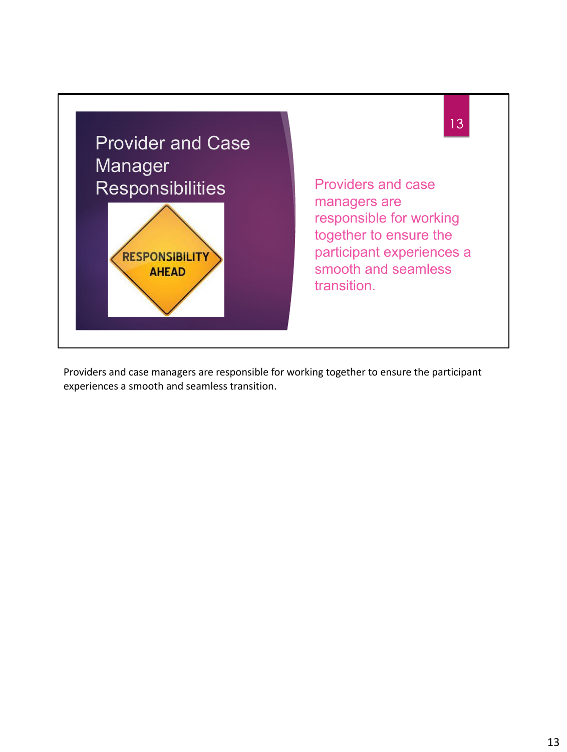## Provider and Case Manager Responsibilities

RESPONSIBILITY AHEAD

Providers and case managers are responsible for working together to ensure the participant experiences a smooth and seamless transition.

Providers and case managers are responsible for working together to ensure the participant experiences a smooth and seamless transition.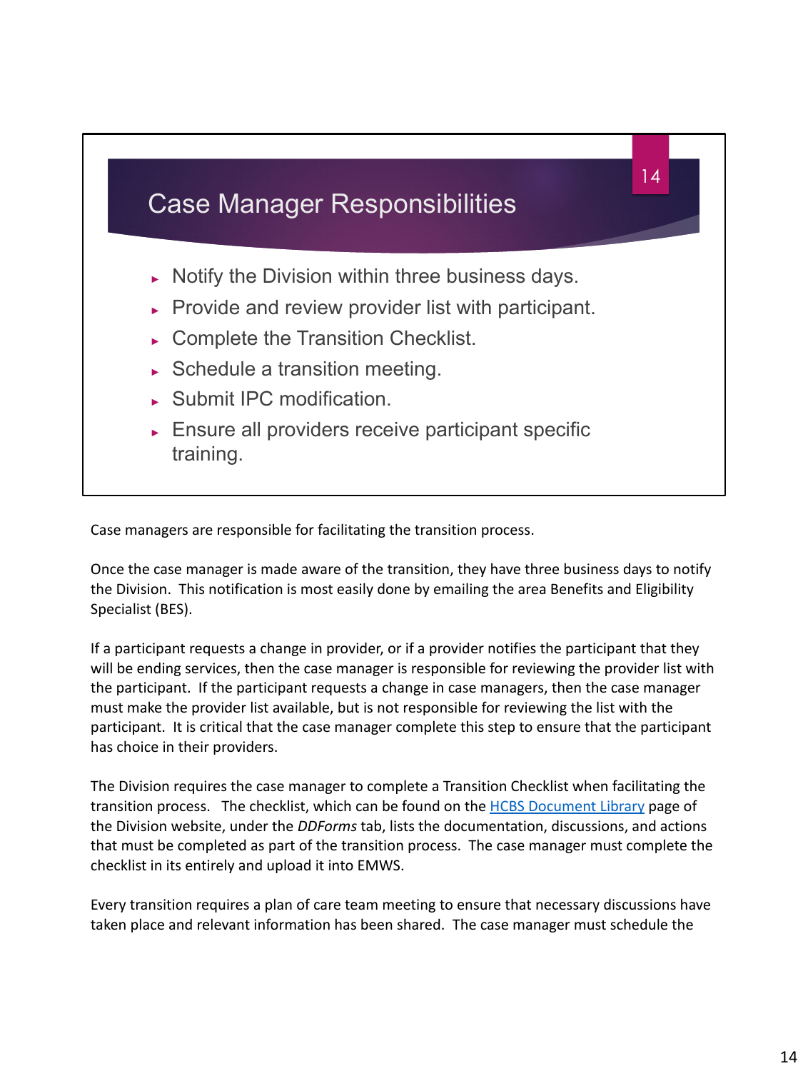## Case Manager Responsibilities

- Notify the Division within three business days.
- Provide and review provider list with participant.
- Complete the Transition Checklist.
- Schedule a transition meeting.
- Submit IPC modification.
- Ensure all providers receive participant specific training.

Case managers are responsible for facilitating the transition process.

Once the case manager is made aware of the transition, they have three business days to notify the Division. This notification is most easily done by emailing the area Benefits and Eligibility Specialist (BES).

If a participant requests a change in provider, or if a provider notifies the participant that they will be ending services, then the case manager is responsible for reviewing the provider list with the participant. If the participant requests a change in case managers, then the case manager must make the provider list available, but is not responsible for reviewing the list with the participant. It is critical that the case manager complete this step to ensure that the participant has choice in their providers.

The Division requires the case manager to complete a Transition Checklist when facilitating the transition process. The checklist, which can be found on the [HCBS Document Library]() page of the Division website, under the *DDForms* tab, lists the documentation, discussions, and actions that must be completed as part of the transition process. The case manager must complete the checklist in its entirely and upload it into EMWS.

Every transition requires a plan of care team meeting to ensure that necessary discussions have taken place and relevant information has been shared. The case manager must schedule the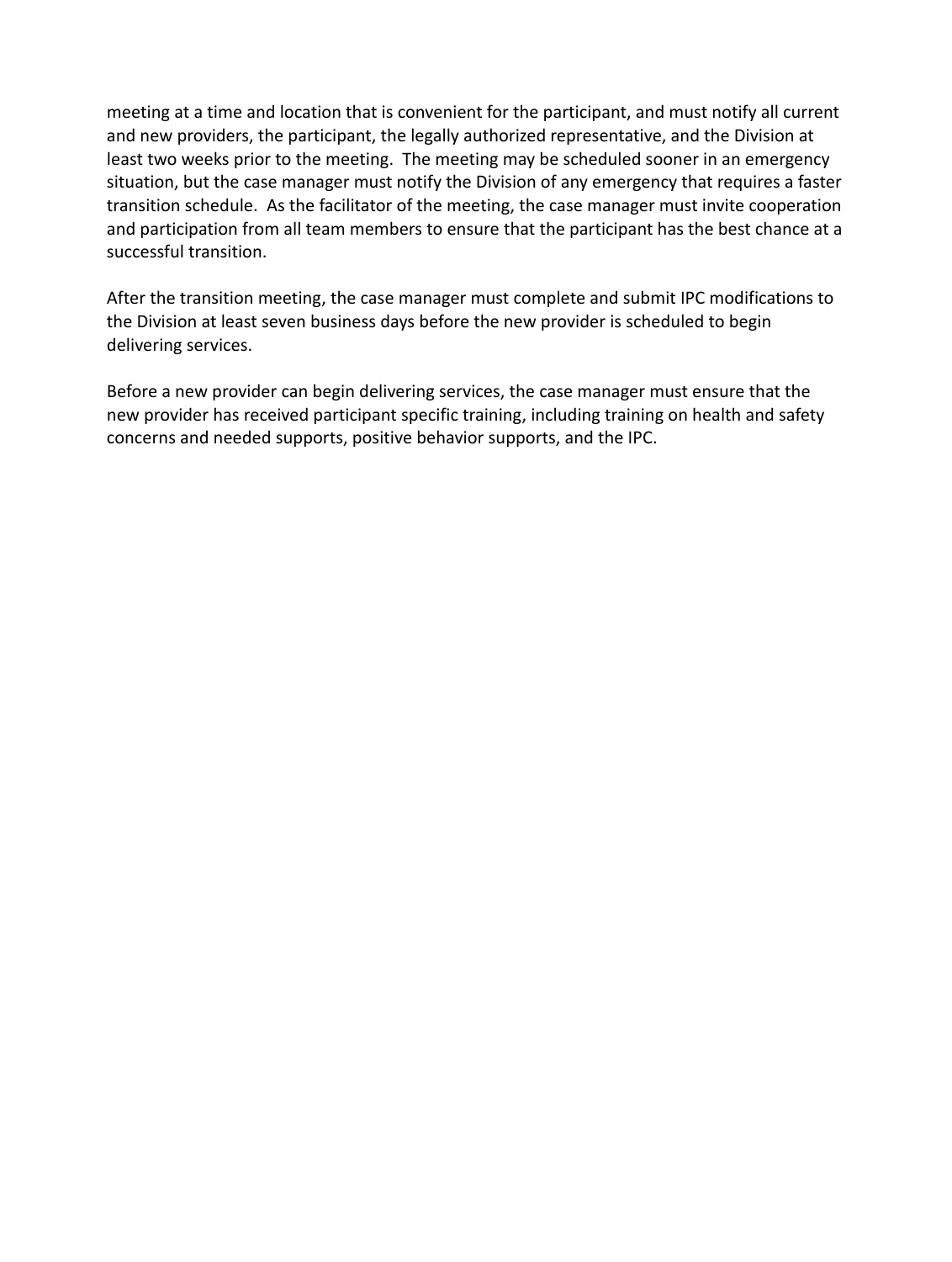meeting at a time and location that is convenient for the participant, and must notify all current and new providers, the participant, the legally authorized representative, and the Division at least two weeks prior to the meeting. The meeting may be scheduled sooner in an emergency situation, but the case manager must notify the Division of any emergency that requires a faster transition schedule. As the facilitator of the meeting, the case manager must invite cooperation and participation from all team members to ensure that the participant has the best chance at a successful transition.

After the transition meeting, the case manager must complete and submit IPC modifications to the Division at least seven business days before the new provider is scheduled to begin delivering services.

Before a new provider can begin delivering services, the case manager must ensure that the new provider has received participant specific training, including training on health and safety concerns and needed supports, positive behavior supports, and the IPC.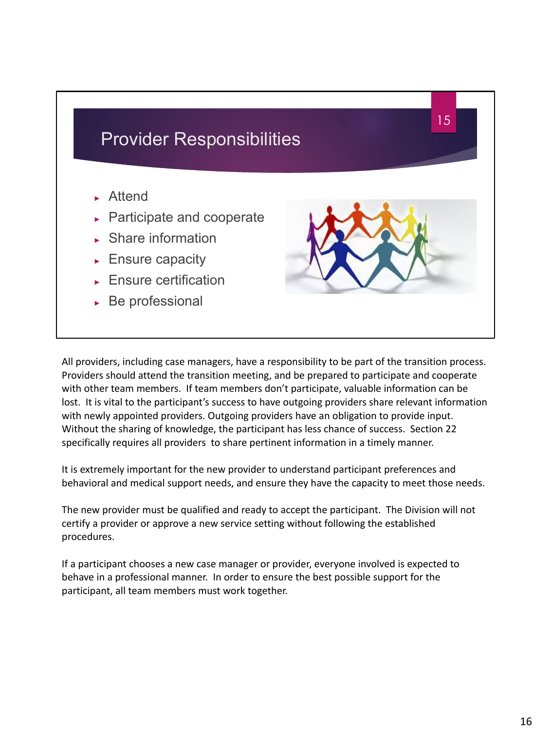## Provider Responsibilities

- Attend
- Participate and cooperate
- Share information
- Ensure capacity
- Ensure certification
- Be professional

All providers, including case managers, have a responsibility to be part of the transition process. Providers should attend the transition meeting, and be prepared to participate and cooperate with other team members. If team members don't participate, valuable information can be lost. It is vital to the participant's success to have outgoing providers share relevant information with newly appointed providers. Outgoing providers have an obligation to provide input. Without the sharing of knowledge, the participant has less chance of success. Section 22 specifically requires all providers to share pertinent information in a timely manner.

It is extremely important for the new provider to understand participant preferences and behavioral and medical support needs, and ensure they have the capacity to meet those needs.

The new provider must be qualified and ready to accept the participant. The Division will not certify a provider or approve a new service setting without following the established procedures.

If a participant chooses a new case manager or provider, everyone involved is expected to behave in a professional manner. In order to ensure the best possible support for the participant, all team members must work together.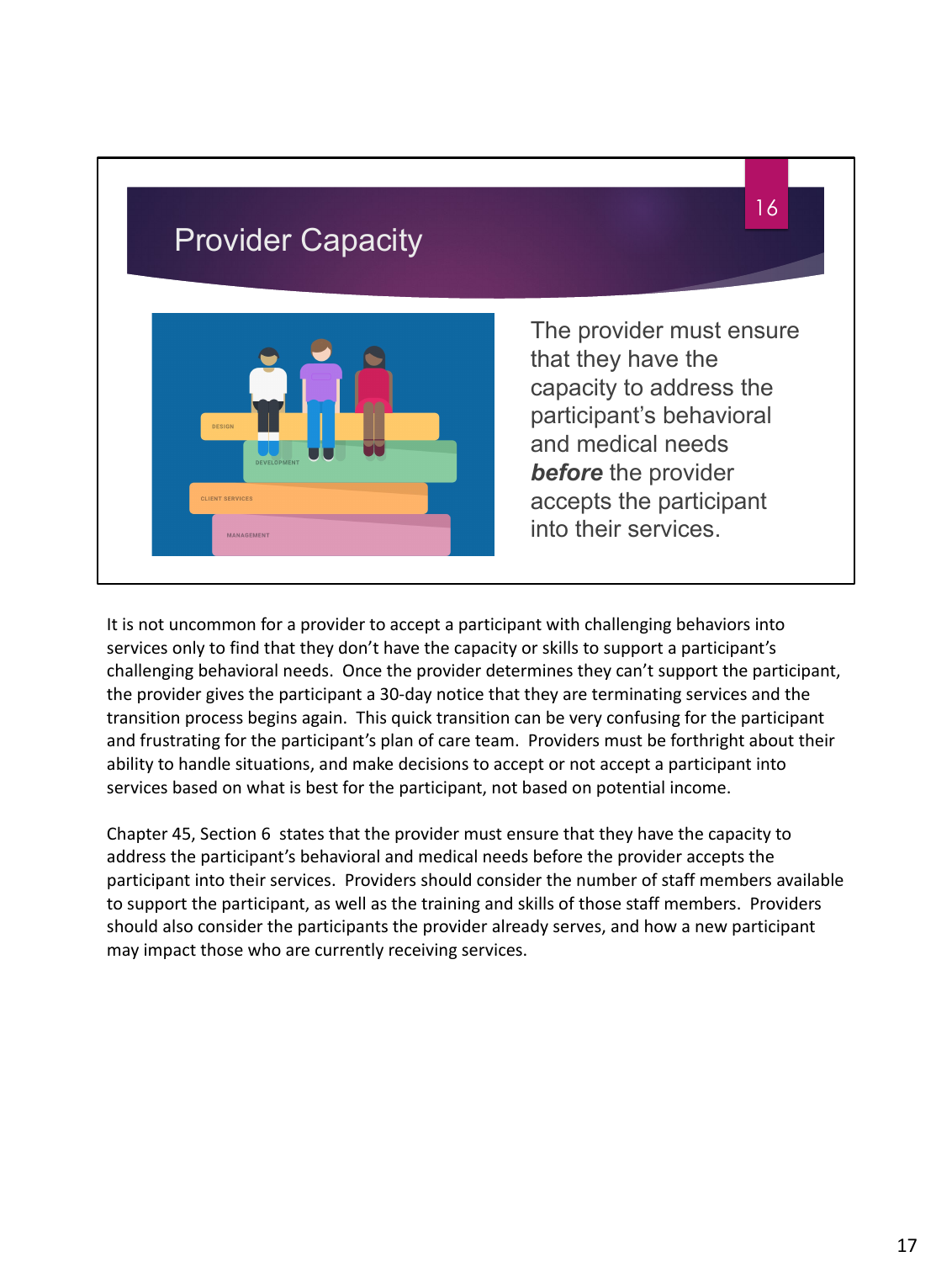## Provider Capacity

The provider must ensure that they have the capacity to address the participant's behavioral and medical needs ***before*** the provider accepts the participant into their services.

It is not uncommon for a provider to accept a participant with challenging behaviors into services only to find that they don't have the capacity or skills to support a participant's challenging behavioral needs. Once the provider determines they can't support the participant, the provider gives the participant a 30-day notice that they are terminating services and the transition process begins again. This quick transition can be very confusing for the participant and frustrating for the participant's plan of care team. Providers must be forthright about their ability to handle situations, and make decisions to accept or not accept a participant into services based on what is best for the participant, not based on potential income.

Chapter 45, Section 6 states that the provider must ensure that they have the capacity to address the participant's behavioral and medical needs before the provider accepts the participant into their services. Providers should consider the number of staff members available to support the participant, as well as the training and skills of those staff members. Providers should also consider the participants the provider already serves, and how a new participant may impact those who are currently receiving services.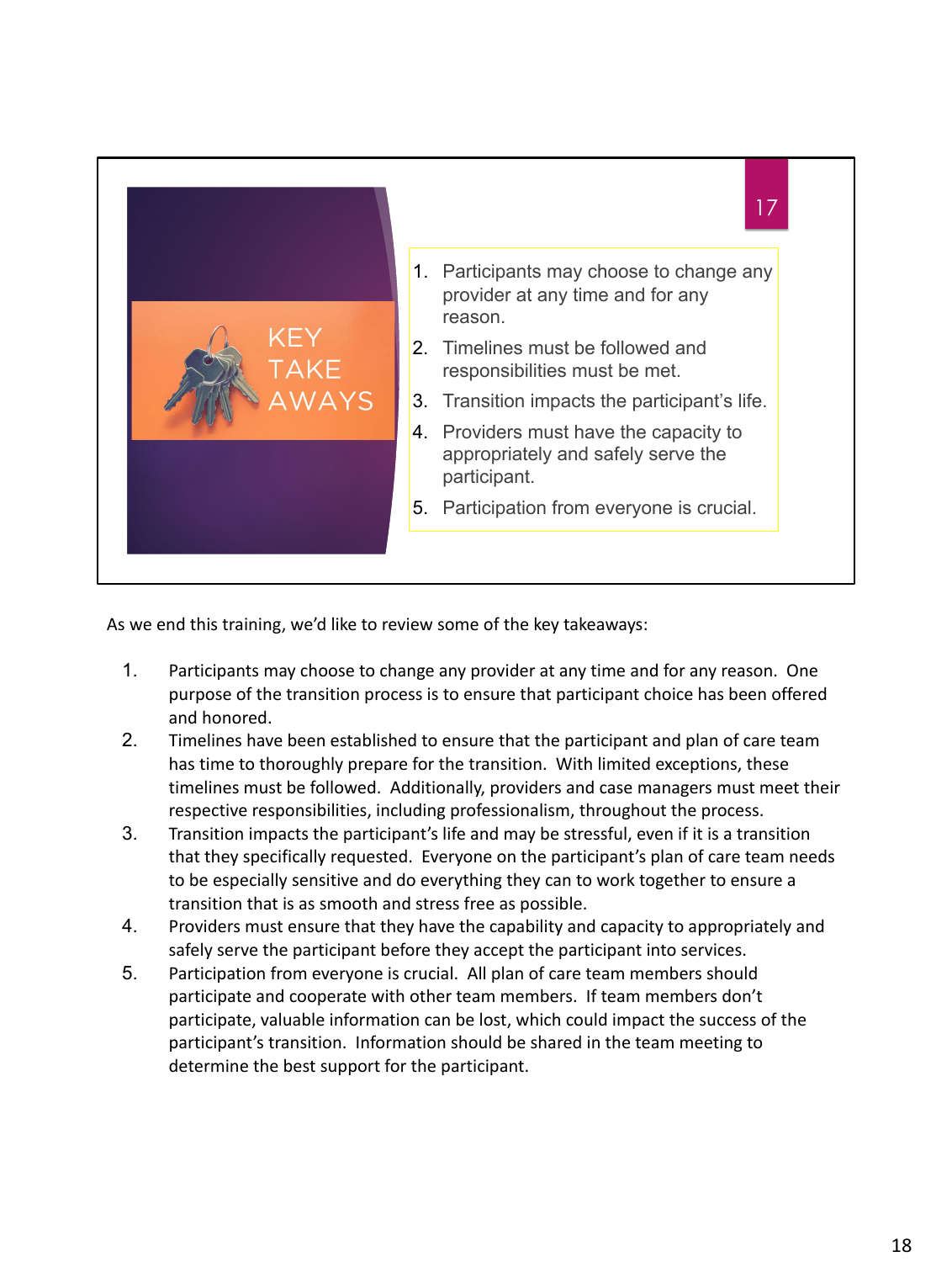## KEY TAKE AWAYS

1. Participants may choose to change any provider at any time and for any reason.
2. Timelines must be followed and responsibilities must be met.
3. Transition impacts the participant's life.
4. Providers must have the capacity to appropriately and safely serve the participant.
5. Participation from everyone is crucial.

As we end this training, we'd like to review some of the key takeaways:

1. Participants may choose to change any provider at any time and for any reason. One purpose of the transition process is to ensure that participant choice has been offered and honored.
2. Timelines have been established to ensure that the participant and plan of care team has time to thoroughly prepare for the transition. With limited exceptions, these timelines must be followed. Additionally, providers and case managers must meet their respective responsibilities, including professionalism, throughout the process.
3. Transition impacts the participant's life and may be stressful, even if it is a transition that they specifically requested. Everyone on the participant's plan of care team needs to be especially sensitive and do everything they can to work together to ensure a transition that is as smooth and stress free as possible.
4. Providers must ensure that they have the capability and capacity to appropriately and safely serve the participant before they accept the participant into services.
5. Participation from everyone is crucial. All plan of care team members should participate and cooperate with other team members. If team members don't participate, valuable information can be lost, which could impact the success of the participant's transition. Information should be shared in the team meeting to determine the best support for the participant.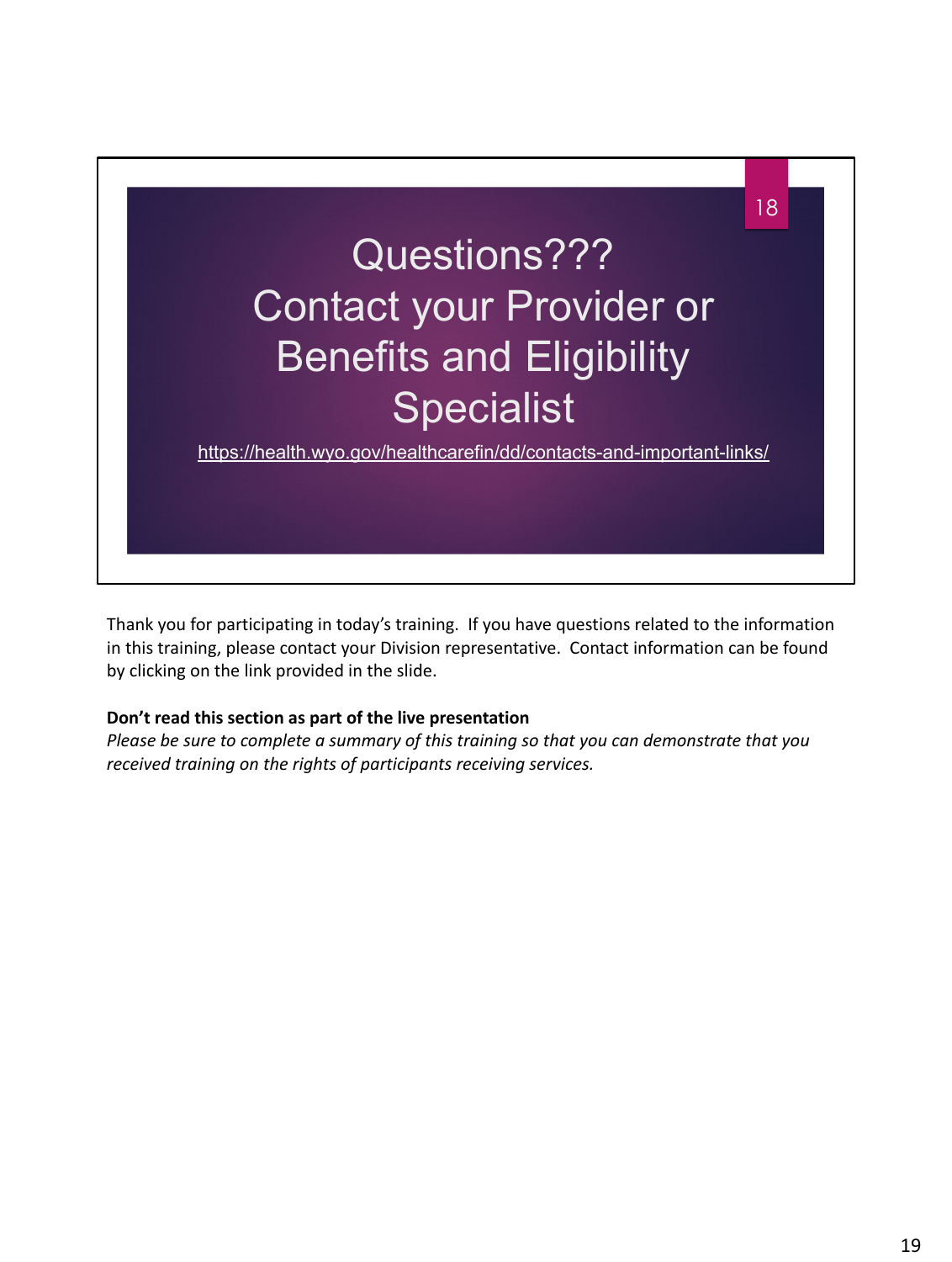Questions???
Contact your Provider or Benefits and Eligibility Specialist

https://health.wyo.gov/healthcarefin/dd/contacts-and-important-links/

Thank you for participating in today's training. If you have questions related to the information in this training, please contact your Division representative. Contact information can be found by clicking on the link provided in the slide.

**Don't read this section as part of the live presentation**

*Please be sure to complete a summary of this training so that you can demonstrate that you received training on the rights of participants receiving services.*